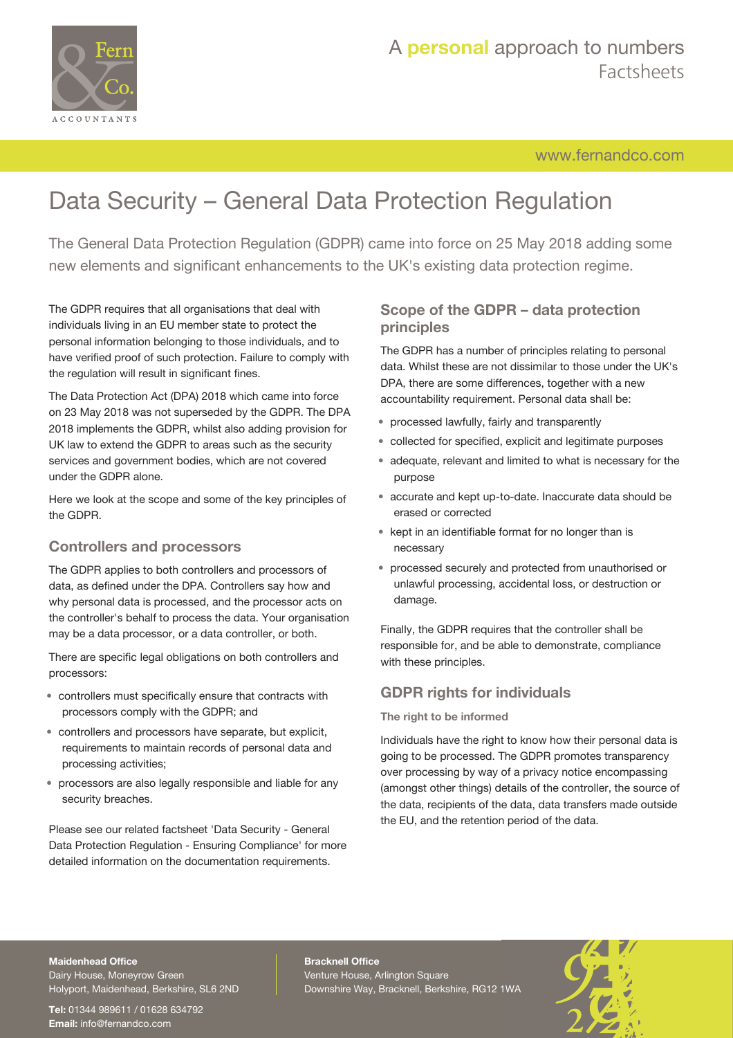# Data Security – General Data Protection Regulation

The General Data Protection Regulation (GDPR) came into force on 25 May 2018 adding some new elements and significant enhancements to the UK's existing data protection regime.

The GDPR requires that all organisations that deal with individuals living in an EU member state to protect the personal information belonging to those individuals, and to have verified proof of such protection. Failure to comply with the regulation will result in significant fines.

The Data Protection Act (DPA) 2018 which came into force on 23 May 2018 was not superseded by the GDPR. The DPA 2018 implements the GDPR, whilst also adding provision for UK law to extend the GDPR to areas such as the security services and government bodies, which are not covered under the GDPR alone.

Here we look at the scope and some of the key principles of the GDPR.

## Controllers and processors

The GDPR applies to both controllers and processors of data, as defined under the DPA. Controllers say how and why personal data is processed, and the processor acts on the controller's behalf to process the data. Your organisation may be a data processor, or a data controller, or both.

There are specific legal obligations on both controllers and processors:

- controllers must specifically ensure that contracts with processors comply with the GDPR; and
- controllers and processors have separate, but explicit, requirements to maintain records of personal data and processing activities;
- processors are also legally responsible and liable for any security breaches.

Please see our related factsheet 'Data Security - General Data Protection Regulation - Ensuring Compliance' for more detailed information on the documentation requirements.

## Scope of the GDPR – data protection principles

The GDPR has a number of principles relating to personal data. Whilst these are not dissimilar to those under the UK's DPA, there are some differences, together with a new accountability requirement. Personal data shall be:

- processed lawfully, fairly and transparently
- collected for specified, explicit and legitimate purposes
- adequate, relevant and limited to what is necessary for the purpose
- accurate and kept up-to-date. Inaccurate data should be erased or corrected
- kept in an identifiable format for no longer than is necessary
- processed securely and protected from unauthorised or unlawful processing, accidental loss, or destruction or damage.

Finally, the GDPR requires that the controller shall be responsible for, and be able to demonstrate, compliance with these principles.

## GDPR rights for individuals

### The right to be informed

Individuals have the right to know how their personal data is going to be processed. The GDPR promotes transparency over processing by way of a privacy notice encompassing (amongst other things) details of the controller, the source of the data, recipients of the data, data transfers made outside the EU, and the retention period of the data.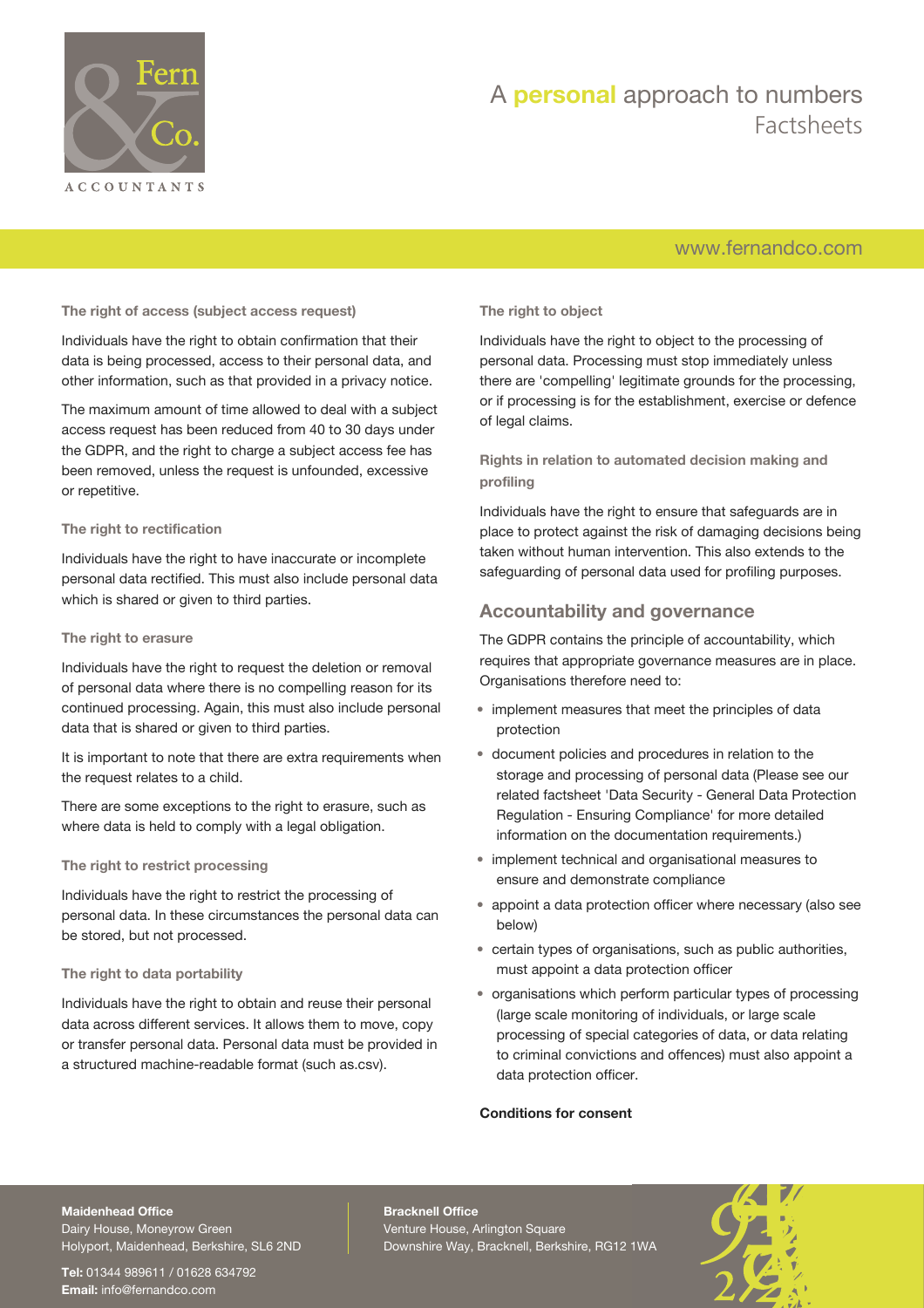### The right of access (subject access request)

Individuals have the right to obtain confirmation that their data is being processed, access to their personal data, and other information, such as that provided in a privacy notice.

The maximum amount of time allowed to deal with a subject access request has been reduced from 40 to 30 days under the GDPR, and the right to charge a subject access fee has been removed, unless the request is unfounded, excessive or repetitive.

### The right to rectification

Individuals have the right to have inaccurate or incomplete personal data rectified. This must also include personal data which is shared or given to third parties.

### The right to erasure

Individuals have the right to request the deletion or removal of personal data where there is no compelling reason for its continued processing. Again, this must also include personal data that is shared or given to third parties.

It is important to note that there are extra requirements when the request relates to a child.

There are some exceptions to the right to erasure, such as where data is held to comply with a legal obligation.

### The right to restrict processing

Individuals have the right to restrict the processing of personal data. In these circumstances the personal data can be stored, but not processed.

### The right to data portability

Individuals have the right to obtain and reuse their personal data across different services. It allows them to move, copy or transfer personal data. Personal data must be provided in a structured machine-readable format (such as.csv).

### The right to object

Individuals have the right to object to the processing of personal data. Processing must stop immediately unless there are 'compelling' legitimate grounds for the processing, or if processing is for the establishment, exercise or defence of legal claims.

### Rights in relation to automated decision making and profiling

Individuals have the right to ensure that safeguards are in place to protect against the risk of damaging decisions being taken without human intervention. This also extends to the safeguarding of personal data used for profiling purposes.

## Accountability and governance

The GDPR contains the principle of accountability, which requires that appropriate governance measures are in place. Organisations therefore need to:

- implement measures that meet the principles of data protection
- document policies and procedures in relation to the storage and processing of personal data (Please see our related factsheet 'Data Security - General Data Protection Regulation - Ensuring Compliance' for more detailed information on the documentation requirements.)
- implement technical and organisational measures to ensure and demonstrate compliance
- appoint a data protection officer where necessary (also see below)
- certain types of organisations, such as public authorities, must appoint a data protection officer
- organisations which perform particular types of processing (large scale monitoring of individuals, or large scale processing of special categories of data, or data relating to criminal convictions and offences) must also appoint a data protection officer.

**Conditions for consent**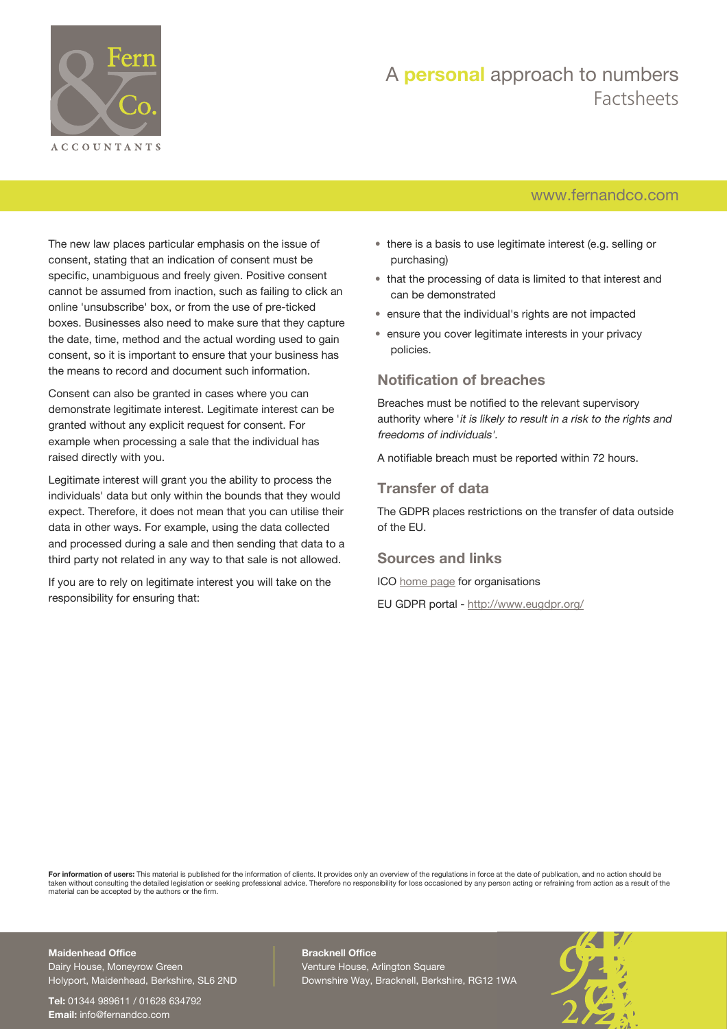The new law places particular emphasis on the issue of consent, stating that an indication of consent must be specific, unambiguous and freely given. Positive consent cannot be assumed from inaction, such as failing to click an online 'unsubscribe' box, or from the use of pre-ticked boxes. Businesses also need to make sure that they capture the date, time, method and the actual wording used to gain consent, so it is important to ensure that your business has the means to record and document such information.

Consent can also be granted in cases where you can demonstrate legitimate interest. Legitimate interest can be granted without any explicit request for consent. For example when processing a sale that the individual has raised directly with you.

Legitimate interest will grant you the ability to process the individuals' data but only within the bounds that they would expect. Therefore, it does not mean that you can utilise their data in other ways. For example, using the data collected and processed during a sale and then sending that data to a third party not related in any way to that sale is not allowed.

If you are to rely on legitimate interest you will take on the responsibility for ensuring that:

- there is a basis to use legitimate interest (e.g. selling or purchasing)
- that the processing of data is limited to that interest and can be demonstrated
- ensure that the individual's rights are not impacted
- ensure you cover legitimate interests in your privacy policies.

### Notification of breaches

Breaches must be notified to the relevant supervisory authority where '*it is likely to result in a risk to the rights and freedoms of individuals'*.

A notifiable breach must be reported within 72 hours.

### Transfer of data

The GDPR places restrictions on the transfer of data outside of the EU.

### Sources and links

ICO home page for organisations

EU GDPR portal - http://www.eugdpr.org/

**For information of users:** This material is published for the information of clients. It provides only an overview of the regulations in force at the date of publication, and no action should be taken without consulting the detailed legislation or seeking professional advice. Therefore no responsibility for loss occasioned by any person acting or refraining from action as a result of the material can be accepted by the authors or the firm.